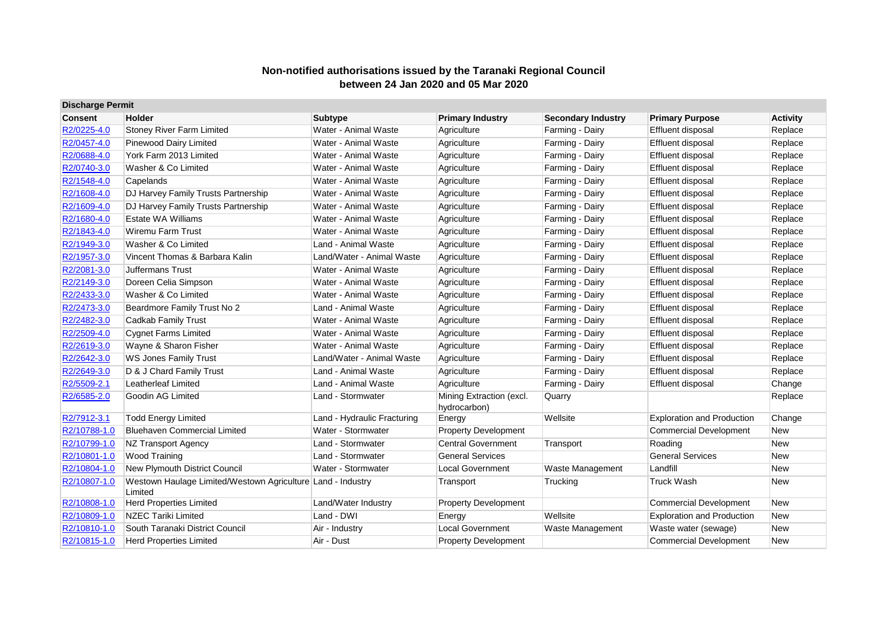## Non-notified authorisations issued by the Taranaki Regional Council between 24 Jan 2020 and 05 Mar 2020

**Discharge Permit**

| Consent | Holder | Subtype | Primary Industry | Secondary Industry | Primary Purpose | Activity |
|---|---|---|---|---|---|---|
| R2/0225-4.0 | Stoney River Farm Limited | Water - Animal Waste | Agriculture | Farming - Dairy | Effluent disposal | Replace |
| R2/0457-4.0 | Pinewood Dairy Limited | Water - Animal Waste | Agriculture | Farming - Dairy | Effluent disposal | Replace |
| R2/0688-4.0 | York Farm 2013 Limited | Water - Animal Waste | Agriculture | Farming - Dairy | Effluent disposal | Replace |
| R2/0740-3.0 | Washer & Co Limited | Water - Animal Waste | Agriculture | Farming - Dairy | Effluent disposal | Replace |
| R2/1548-4.0 | Capelands | Water - Animal Waste | Agriculture | Farming - Dairy | Effluent disposal | Replace |
| R2/1608-4.0 | DJ Harvey Family Trusts Partnership | Water - Animal Waste | Agriculture | Farming - Dairy | Effluent disposal | Replace |
| R2/1609-4.0 | DJ Harvey Family Trusts Partnership | Water - Animal Waste | Agriculture | Farming - Dairy | Effluent disposal | Replace |
| R2/1680-4.0 | Estate WA Williams | Water - Animal Waste | Agriculture | Farming - Dairy | Effluent disposal | Replace |
| R2/1843-4.0 | Wiremu Farm Trust | Water - Animal Waste | Agriculture | Farming - Dairy | Effluent disposal | Replace |
| R2/1949-3.0 | Washer & Co Limited | Land - Animal Waste | Agriculture | Farming - Dairy | Effluent disposal | Replace |
| R2/1957-3.0 | Vincent Thomas & Barbara Kalin | Land/Water - Animal Waste | Agriculture | Farming - Dairy | Effluent disposal | Replace |
| R2/2081-3.0 | Juffermans Trust | Water - Animal Waste | Agriculture | Farming - Dairy | Effluent disposal | Replace |
| R2/2149-3.0 | Doreen Celia Simpson | Water - Animal Waste | Agriculture | Farming - Dairy | Effluent disposal | Replace |
| R2/2433-3.0 | Washer & Co Limited | Water - Animal Waste | Agriculture | Farming - Dairy | Effluent disposal | Replace |
| R2/2473-3.0 | Beardmore Family Trust No 2 | Land - Animal Waste | Agriculture | Farming - Dairy | Effluent disposal | Replace |
| R2/2482-3.0 | Cadkab Family Trust | Water - Animal Waste | Agriculture | Farming - Dairy | Effluent disposal | Replace |
| R2/2509-4.0 | Cygnet Farms Limited | Water - Animal Waste | Agriculture | Farming - Dairy | Effluent disposal | Replace |
| R2/2619-3.0 | Wayne & Sharon Fisher | Water - Animal Waste | Agriculture | Farming - Dairy | Effluent disposal | Replace |
| R2/2642-3.0 | WS Jones Family Trust | Land/Water - Animal Waste | Agriculture | Farming - Dairy | Effluent disposal | Replace |
| R2/2649-3.0 | D & J Chard Family Trust | Land - Animal Waste | Agriculture | Farming - Dairy | Effluent disposal | Replace |
| R2/5509-2.1 | Leatherleaf Limited | Land - Animal Waste | Agriculture | Farming - Dairy | Effluent disposal | Change |
| R2/6585-2.0 | Goodin AG Limited | Land - Stormwater | Mining Extraction (excl. hydrocarbon) | Quarry | | Replace |
| R2/7912-3.1 | Todd Energy Limited | Land - Hydraulic Fracturing | Energy | Wellsite | Exploration and Production | Change |
| R2/10788-1.0 | Bluehaven Commercial Limited | Water - Stormwater | Property Development | | Commercial Development | New |
| R2/10799-1.0 | NZ Transport Agency | Land - Stormwater | Central Government | Transport | Roading | New |
| R2/10801-1.0 | Wood Training | Land - Stormwater | General Services | | General Services | New |
| R2/10804-1.0 | New Plymouth District Council | Water - Stormwater | Local Government | Waste Management | Landfill | New |
| R2/10807-1.0 | Westown Haulage Limited/Westown Agriculture Limited | Land - Industry | Transport | Trucking | Truck Wash | New |
| R2/10808-1.0 | Herd Properties Limited | Land/Water Industry | Property Development | | Commercial Development | New |
| R2/10809-1.0 | NZEC Tariki Limited | Land - DWI | Energy | Wellsite | Exploration and Production | New |
| R2/10810-1.0 | South Taranaki District Council | Air - Industry | Local Government | Waste Management | Waste water (sewage) | New |
| R2/10815-1.0 | Herd Properties Limited | Air - Dust | Property Development | | Commercial Development | New |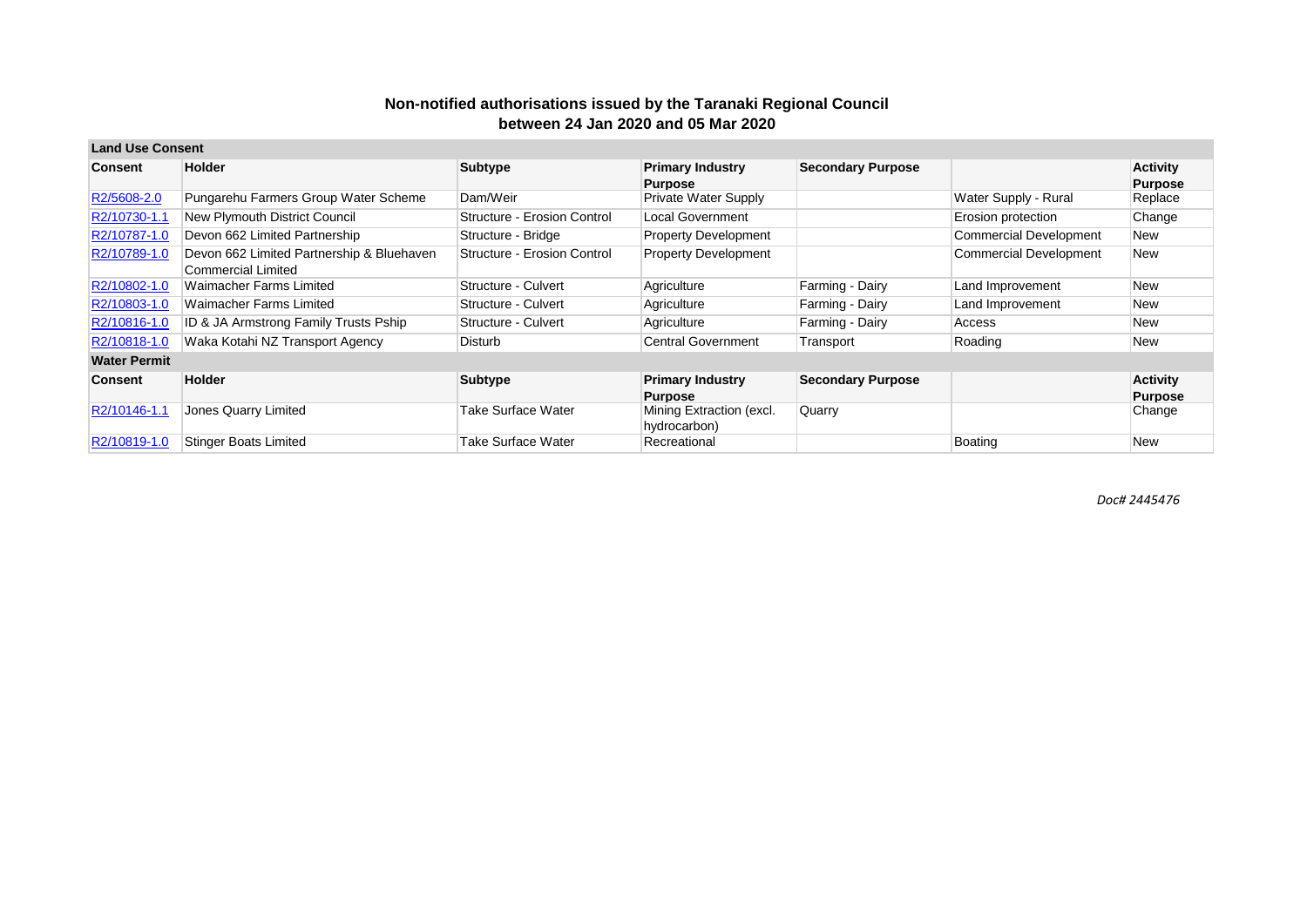**Non-notified authorisations issued by the Taranaki Regional Council between 24 Jan 2020 and 05 Mar 2020**

**Land Use Consent**

| Consent | Holder | Subtype | Primary Industry Purpose | Secondary Purpose | | Activity Purpose |
|---|---|---|---|---|---|---|
| R2/5608-2.0 | Pungarehu Farmers Group Water Scheme | Dam/Weir | Private Water Supply | | Water Supply - Rural | Replace |
| R2/10730-1.1 | New Plymouth District Council | Structure - Erosion Control | Local Government | | Erosion protection | Change |
| R2/10787-1.0 | Devon 662 Limited Partnership | Structure - Bridge | Property Development | | Commercial Development | New |
| R2/10789-1.0 | Devon 662 Limited Partnership & Bluehaven Commercial Limited | Structure - Erosion Control | Property Development | | Commercial Development | New |
| R2/10802-1.0 | Waimacher Farms Limited | Structure - Culvert | Agriculture | Farming - Dairy | Land Improvement | New |
| R2/10803-1.0 | Waimacher Farms Limited | Structure - Culvert | Agriculture | Farming - Dairy | Land Improvement | New |
| R2/10816-1.0 | ID & JA Armstrong Family Trusts Pship | Structure - Culvert | Agriculture | Farming - Dairy | Access | New |
| R2/10818-1.0 | Waka Kotahi NZ Transport Agency | Disturb | Central Government | Transport | Roading | New |

**Water Permit**

| Consent | Holder | Subtype | Primary Industry Purpose | Secondary Purpose | | Activity Purpose |
|---|---|---|---|---|---|---|
| R2/10146-1.1 | Jones Quarry Limited | Take Surface Water | Mining Extraction (excl. hydrocarbon) | Quarry | | Change |
| R2/10819-1.0 | Stinger Boats Limited | Take Surface Water | Recreational | | Boating | New |

*Doc# 2445476*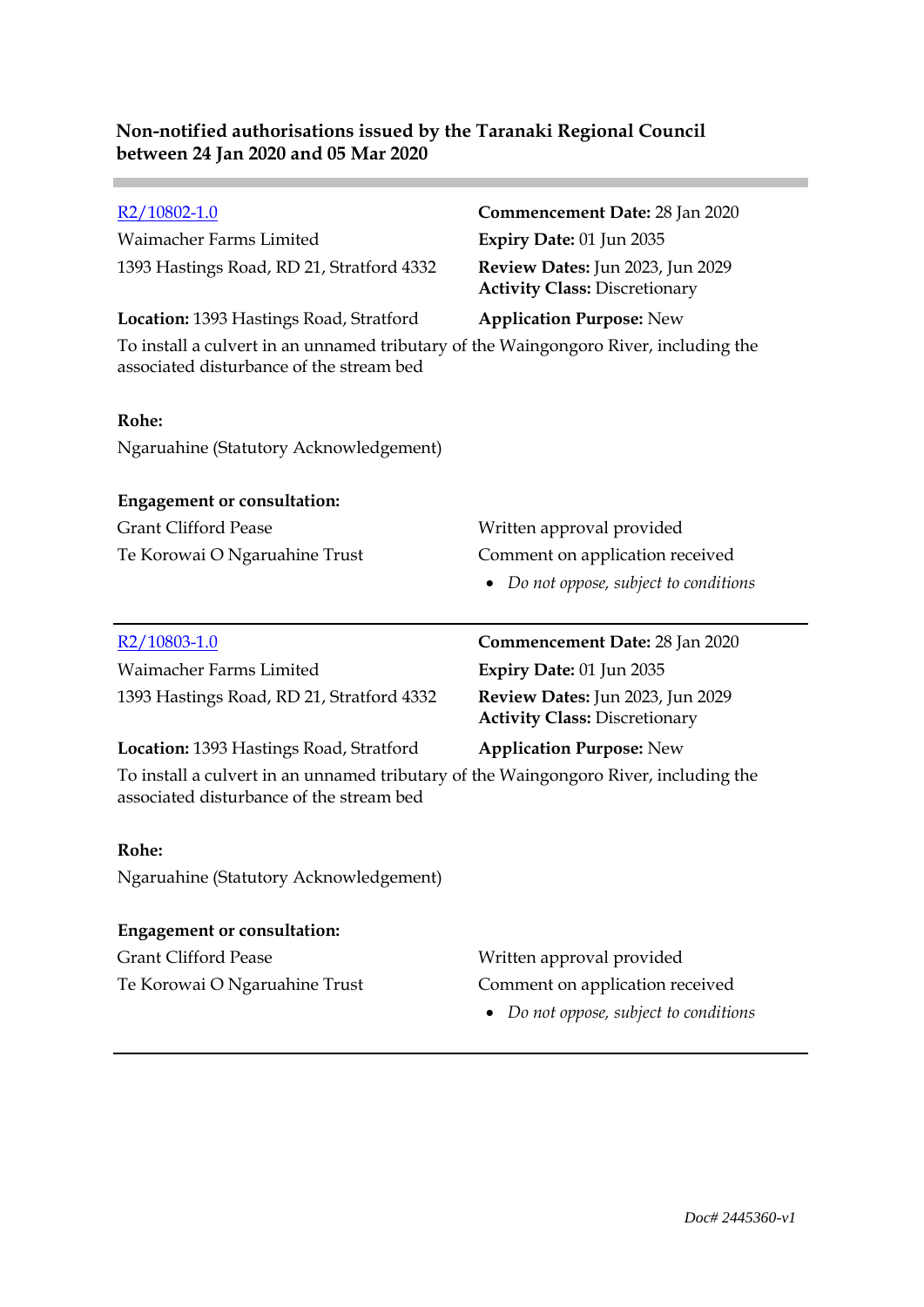**Non-notified authorisations issued by the Taranaki Regional Council between 24 Jan 2020 and 05 Mar 2020**

---

[R2/10802-1.0]

Waimacher Farms Limited
1393 Hastings Road, RD 21, Stratford 4332

**Commencement Date:** 28 Jan 2020
**Expiry Date:** 01 Jun 2035
**Review Dates:** Jun 2023, Jun 2029
**Activity Class:** Discretionary

**Location:** 1393 Hastings Road, Stratford

**Application Purpose:** New

To install a culvert in an unnamed tributary of the Waingongoro River, including the associated disturbance of the stream bed

**Rohe:**
Ngaruahine (Statutory Acknowledgement)

**Engagement or consultation:**

| | |
|---|---|
| Grant Clifford Pease | Written approval provided |
| Te Korowai O Ngaruahine Trust | Comment on application received<br>• *Do not oppose, subject to conditions* |

---

[R2/10803-1.0]

Waimacher Farms Limited
1393 Hastings Road, RD 21, Stratford 4332

**Commencement Date:** 28 Jan 2020
**Expiry Date:** 01 Jun 2035
**Review Dates:** Jun 2023, Jun 2029
**Activity Class:** Discretionary

**Location:** 1393 Hastings Road, Stratford

**Application Purpose:** New

To install a culvert in an unnamed tributary of the Waingongoro River, including the associated disturbance of the stream bed

**Rohe:**
Ngaruahine (Statutory Acknowledgement)

**Engagement or consultation:**

| | |
|---|---|
| Grant Clifford Pease | Written approval provided |
| Te Korowai O Ngaruahine Trust | Comment on application received<br>• *Do not oppose, subject to conditions* |

---

*Doc# 2445360-v1*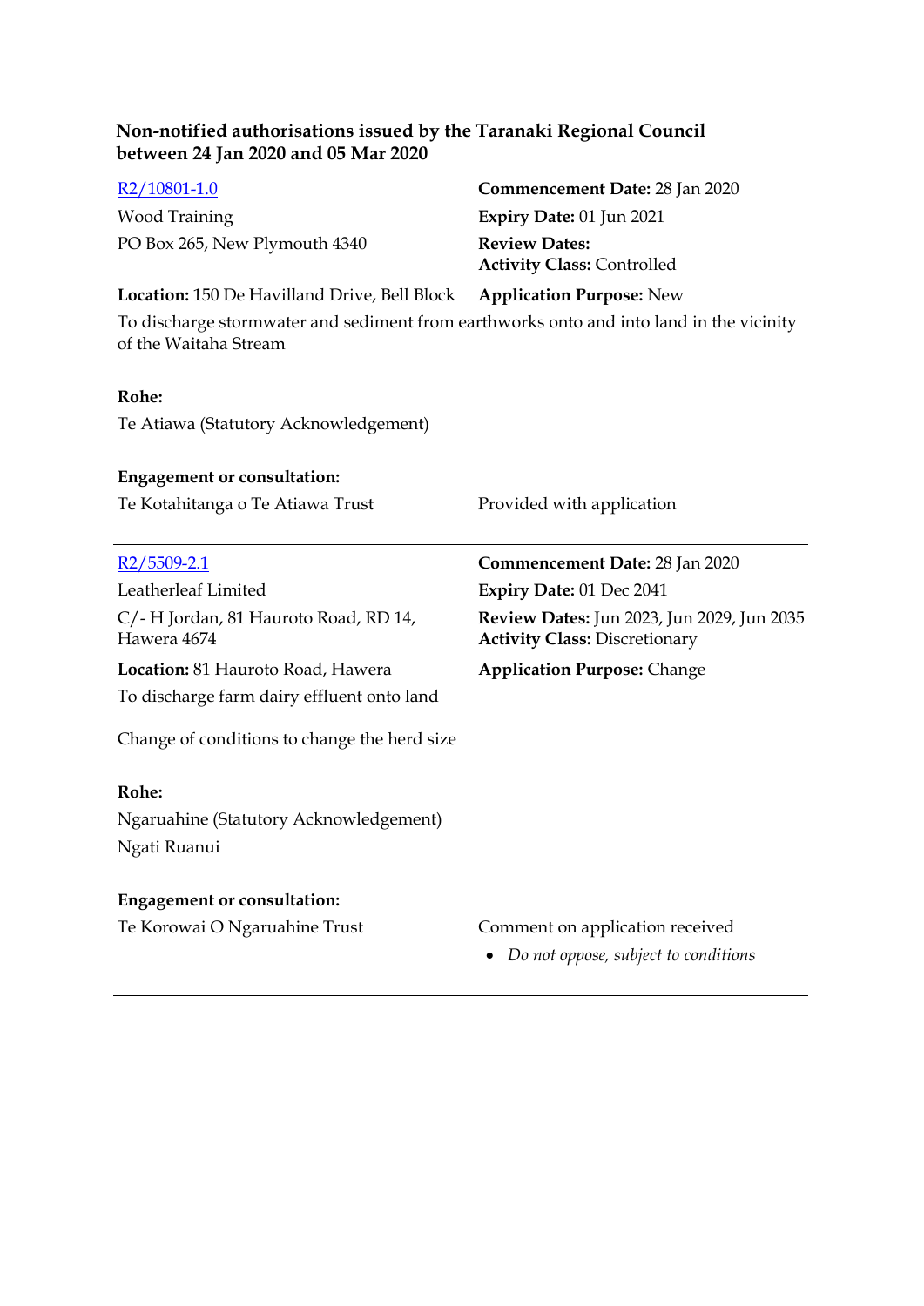**Non-notified authorisations issued by the Taranaki Regional Council between 24 Jan 2020 and 05 Mar 2020**

[R2/10801-1.0](R2/10801-1.0)

Wood Training

PO Box 265, New Plymouth 4340

**Commencement Date:** 28 Jan 2020

**Expiry Date:** 01 Jun 2021

**Review Dates:**

**Activity Class:** Controlled

**Location:** 150 De Havilland Drive, Bell Block

**Application Purpose:** New

To discharge stormwater and sediment from earthworks onto and into land in the vicinity of the Waitaha Stream

**Rohe:**

Te Atiawa (Statutory Acknowledgement)

**Engagement or consultation:**

Te Kotahitanga o Te Atiawa Trust — Provided with application

---

[R2/5509-2.1](R2/5509-2.1)

Leatherleaf Limited

C/- H Jordan, 81 Hauroto Road, RD 14, Hawera 4674

**Commencement Date:** 28 Jan 2020

**Expiry Date:** 01 Dec 2041

**Review Dates:** Jun 2023, Jun 2029, Jun 2035

**Activity Class:** Discretionary

**Location:** 81 Hauroto Road, Hawera

**Application Purpose:** Change

To discharge farm dairy effluent onto land

Change of conditions to change the herd size

**Rohe:**

Ngaruahine (Statutory Acknowledgement)

Ngati Ruanui

**Engagement or consultation:**

Te Korowai O Ngaruahine Trust — Comment on application received

- *Do not oppose, subject to conditions*

---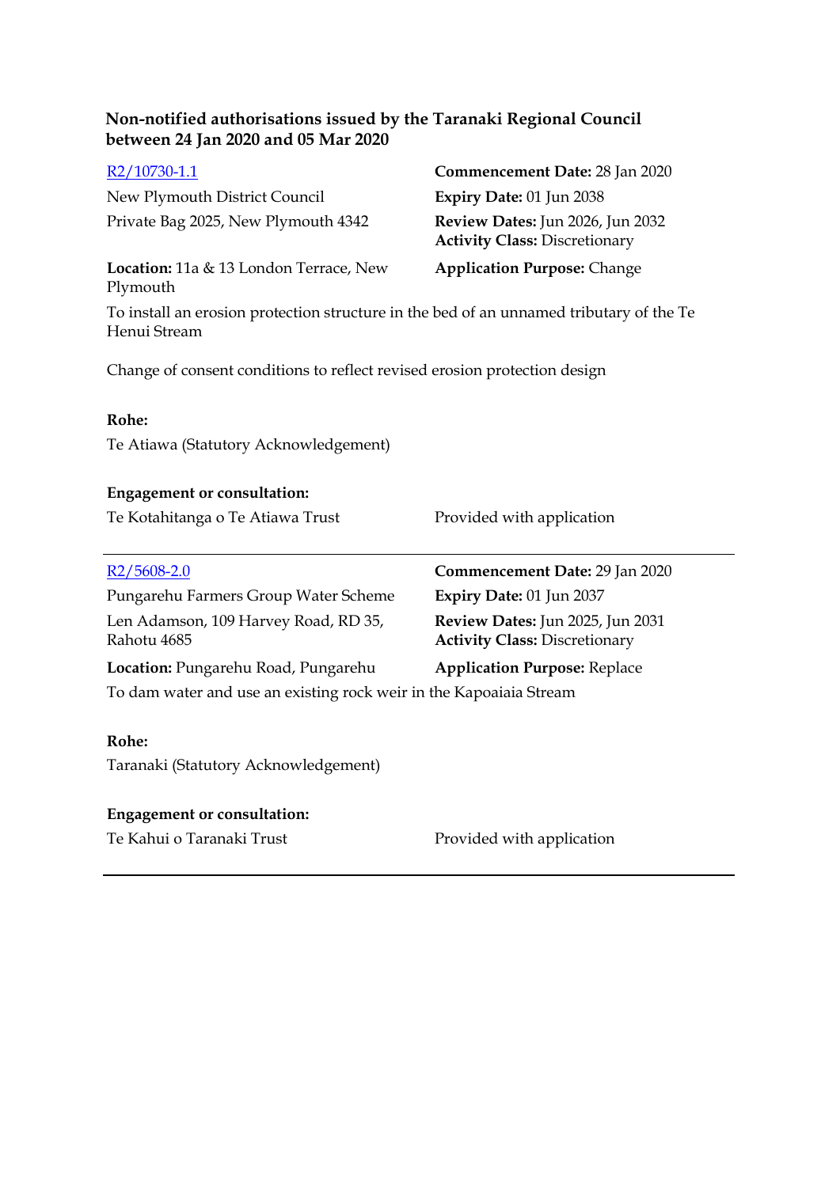**Non-notified authorisations issued by the Taranaki Regional Council between 24 Jan 2020 and 05 Mar 2020**

[R2/10730-1.1](R2/10730-1.1)

New Plymouth District Council

Private Bag 2025, New Plymouth 4342

**Commencement Date:** 28 Jan 2020

**Expiry Date:** 01 Jun 2038

**Review Dates:** Jun 2026, Jun 2032

**Activity Class:** Discretionary

**Location:** 11a & 13 London Terrace, New Plymouth

**Application Purpose:** Change

To install an erosion protection structure in the bed of an unnamed tributary of the Te Henui Stream

Change of consent conditions to reflect revised erosion protection design

**Rohe:**

Te Atiawa (Statutory Acknowledgement)

**Engagement or consultation:**

Te Kotahitanga o Te Atiawa Trust — Provided with application

---

[R2/5608-2.0](R2/5608-2.0)

Pungarehu Farmers Group Water Scheme

Len Adamson, 109 Harvey Road, RD 35, Rahotu 4685

**Commencement Date:** 29 Jan 2020

**Expiry Date:** 01 Jun 2037

**Review Dates:** Jun 2025, Jun 2031

**Activity Class:** Discretionary

**Location:** Pungarehu Road, Pungarehu

**Application Purpose:** Replace

To dam water and use an existing rock weir in the Kapoaiaia Stream

**Rohe:**

Taranaki (Statutory Acknowledgement)

**Engagement or consultation:**

Te Kahui o Taranaki Trust — Provided with application

---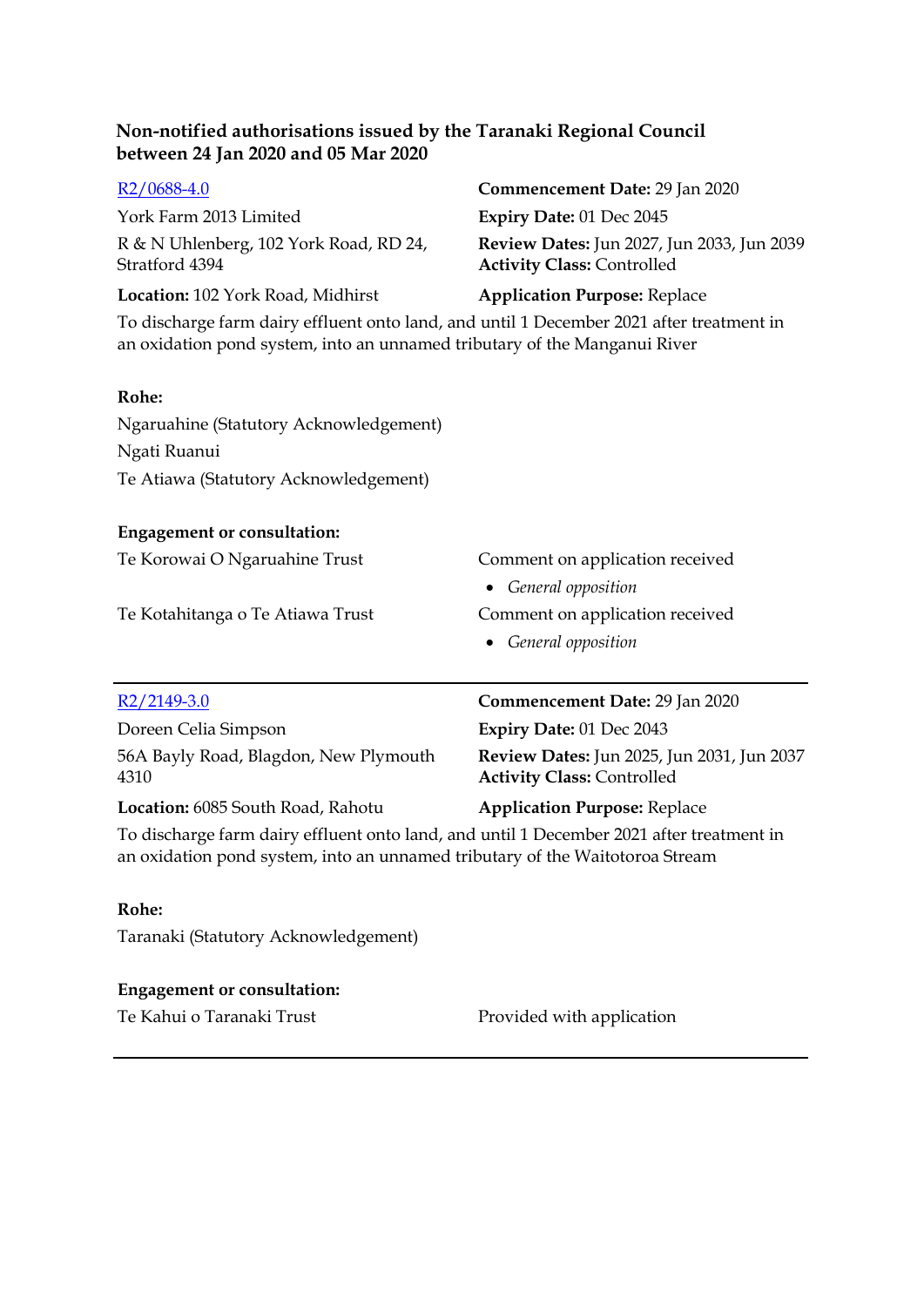**Non-notified authorisations issued by the Taranaki Regional Council between 24 Jan 2020 and 05 Mar 2020**

[R2/0688-4.0](R2/0688-4.0)

York Farm 2013 Limited

R & N Uhlenberg, 102 York Road, RD 24, Stratford 4394

**Location:** 102 York Road, Midhirst

**Commencement Date:** 29 Jan 2020

**Expiry Date:** 01 Dec 2045

**Review Dates:** Jun 2027, Jun 2033, Jun 2039

**Activity Class:** Controlled

**Application Purpose:** Replace

To discharge farm dairy effluent onto land, and until 1 December 2021 after treatment in an oxidation pond system, into an unnamed tributary of the Manganui River

**Rohe:**

Ngaruahine (Statutory Acknowledgement)

Ngati Ruanui

Te Atiawa (Statutory Acknowledgement)

**Engagement or consultation:**

Te Korowai O Ngaruahine Trust — Comment on application received

- *General opposition*

Te Kotahitanga o Te Atiawa Trust — Comment on application received

- *General opposition*

---

[R2/2149-3.0](R2/2149-3.0)

Doreen Celia Simpson

56A Bayly Road, Blagdon, New Plymouth 4310

**Location:** 6085 South Road, Rahotu

**Commencement Date:** 29 Jan 2020

**Expiry Date:** 01 Dec 2043

**Review Dates:** Jun 2025, Jun 2031, Jun 2037

**Activity Class:** Controlled

**Application Purpose:** Replace

To discharge farm dairy effluent onto land, and until 1 December 2021 after treatment in an oxidation pond system, into an unnamed tributary of the Waitotoroa Stream

**Rohe:**

Taranaki (Statutory Acknowledgement)

**Engagement or consultation:**

Te Kahui o Taranaki Trust — Provided with application

---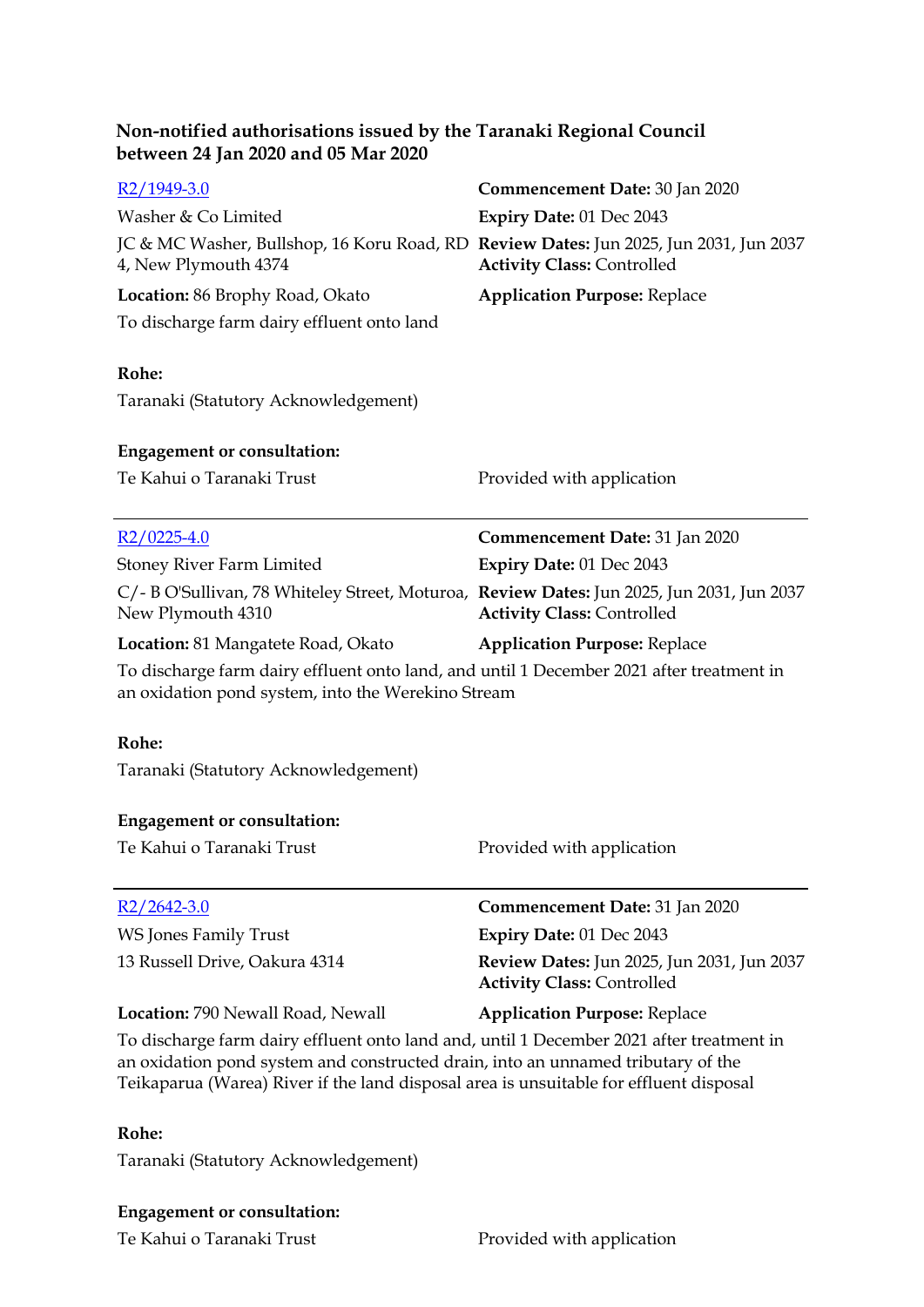## Non-notified authorisations issued by the Taranaki Regional Council between 24 Jan 2020 and 05 Mar 2020

[R2/1949-3.0](R2/1949-3.0)

Washer & Co Limited

JC & MC Washer, Bullshop, 16 Koru Road, RD 4, New Plymouth 4374

**Location:** 86 Brophy Road, Okato

To discharge farm dairy effluent onto land

**Commencement Date:** 30 Jan 2020

**Expiry Date:** 01 Dec 2043

**Review Dates:** Jun 2025, Jun 2031, Jun 2037

**Activity Class:** Controlled

**Application Purpose:** Replace

**Rohe:**

Taranaki (Statutory Acknowledgement)

**Engagement or consultation:**

Te Kahui o Taranaki Trust — Provided with application

---

[R2/0225-4.0](R2/0225-4.0)

Stoney River Farm Limited

C/- B O'Sullivan, 78 Whiteley Street, Moturoa, New Plymouth 4310

**Location:** 81 Mangatete Road, Okato

**Commencement Date:** 31 Jan 2020

**Expiry Date:** 01 Dec 2043

**Review Dates:** Jun 2025, Jun 2031, Jun 2037

**Activity Class:** Controlled

**Application Purpose:** Replace

To discharge farm dairy effluent onto land, and until 1 December 2021 after treatment in an oxidation pond system, into the Werekino Stream

**Rohe:**

Taranaki (Statutory Acknowledgement)

**Engagement or consultation:**

Te Kahui o Taranaki Trust — Provided with application

---

[R2/2642-3.0](R2/2642-3.0)

WS Jones Family Trust

13 Russell Drive, Oakura 4314

**Location:** 790 Newall Road, Newall

**Commencement Date:** 31 Jan 2020

**Expiry Date:** 01 Dec 2043

**Review Dates:** Jun 2025, Jun 2031, Jun 2037

**Activity Class:** Controlled

**Application Purpose:** Replace

To discharge farm dairy effluent onto land and, until 1 December 2021 after treatment in an oxidation pond system and constructed drain, into an unnamed tributary of the Teikaparua (Warea) River if the land disposal area is unsuitable for effluent disposal

**Rohe:**

Taranaki (Statutory Acknowledgement)

**Engagement or consultation:**

Te Kahui o Taranaki Trust — Provided with application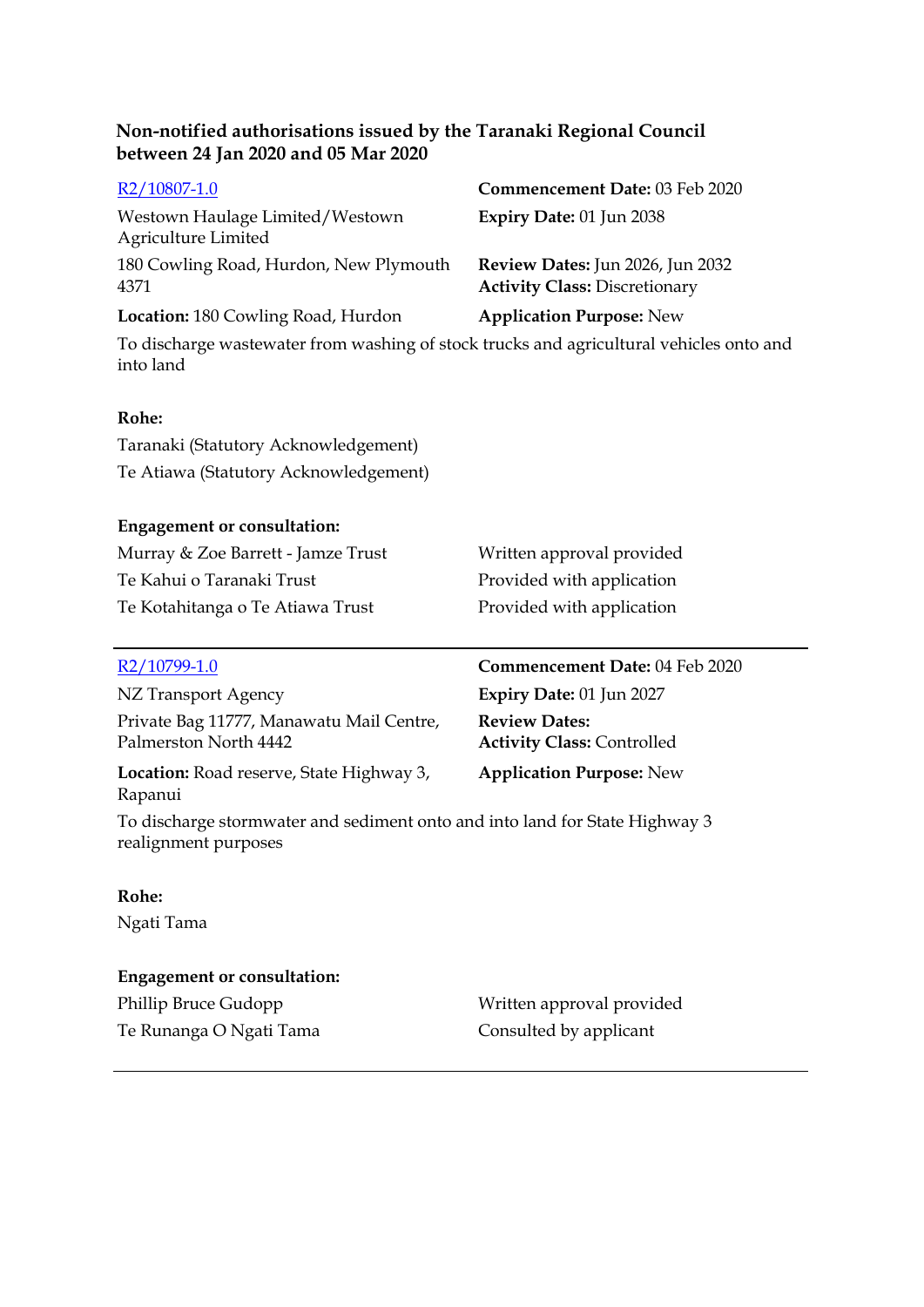**Non-notified authorisations issued by the Taranaki Regional Council between 24 Jan 2020 and 05 Mar 2020**

R2/10807-1.0

Westown Haulage Limited/Westown Agriculture Limited

180 Cowling Road, Hurdon, New Plymouth 4371

**Location:** 180 Cowling Road, Hurdon

**Commencement Date:** 03 Feb 2020

**Expiry Date:** 01 Jun 2038

**Review Dates:** Jun 2026, Jun 2032

**Activity Class:** Discretionary

**Application Purpose:** New

To discharge wastewater from washing of stock trucks and agricultural vehicles onto and into land

**Rohe:**

Taranaki (Statutory Acknowledgement)

Te Atiawa (Statutory Acknowledgement)

**Engagement or consultation:**

| | |
|---|---|
| Murray & Zoe Barrett - Jamze Trust | Written approval provided |
| Te Kahui o Taranaki Trust | Provided with application |
| Te Kotahitanga o Te Atiawa Trust | Provided with application |

---

R2/10799-1.0

NZ Transport Agency

Private Bag 11777, Manawatu Mail Centre, Palmerston North 4442

**Location:** Road reserve, State Highway 3, Rapanui

**Commencement Date:** 04 Feb 2020

**Expiry Date:** 01 Jun 2027

**Review Dates:**

**Activity Class:** Controlled

**Application Purpose:** New

To discharge stormwater and sediment onto and into land for State Highway 3 realignment purposes

**Rohe:**

Ngati Tama

**Engagement or consultation:**

| | |
|---|---|
| Phillip Bruce Gudopp | Written approval provided |
| Te Runanga O Ngati Tama | Consulted by applicant |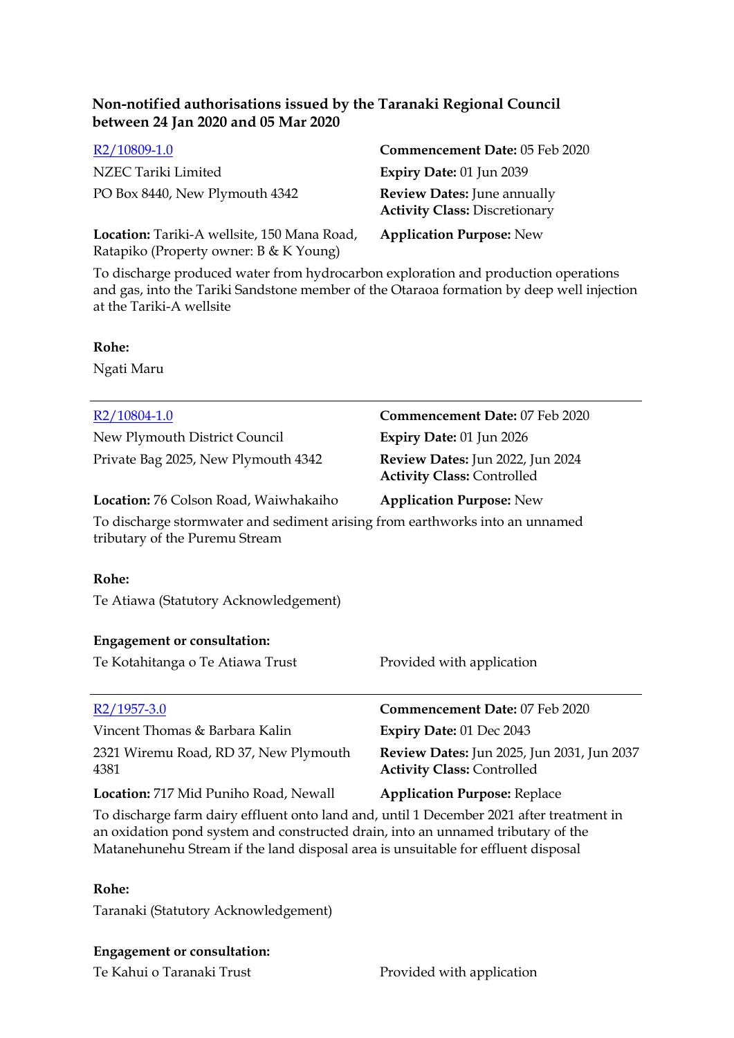**Non-notified authorisations issued by the Taranaki Regional Council between 24 Jan 2020 and 05 Mar 2020**

[R2/10809-1.0](R2/10809-1.0)
NZEC Tariki Limited
PO Box 8440, New Plymouth 4342

**Commencement Date:** 05 Feb 2020
**Expiry Date:** 01 Jun 2039
**Review Dates:** June annually
**Activity Class:** Discretionary

**Location:** Tariki-A wellsite, 150 Mana Road, Ratapiko (Property owner: B & K Young)
**Application Purpose:** New

To discharge produced water from hydrocarbon exploration and production operations and gas, into the Tariki Sandstone member of the Otaraoa formation by deep well injection at the Tariki-A wellsite

**Rohe:**

Ngati Maru

---

[R2/10804-1.0](R2/10804-1.0)
New Plymouth District Council
Private Bag 2025, New Plymouth 4342

**Commencement Date:** 07 Feb 2020
**Expiry Date:** 01 Jun 2026
**Review Dates:** Jun 2022, Jun 2024
**Activity Class:** Controlled

**Location:** 76 Colson Road, Waiwhakaiho
**Application Purpose:** New

To discharge stormwater and sediment arising from earthworks into an unnamed tributary of the Puremu Stream

**Rohe:**

Te Atiawa (Statutory Acknowledgement)

**Engagement or consultation:**

Te Kotahitanga o Te Atiawa Trust — Provided with application

---

[R2/1957-3.0](R2/1957-3.0)
Vincent Thomas & Barbara Kalin
2321 Wiremu Road, RD 37, New Plymouth 4381

**Commencement Date:** 07 Feb 2020
**Expiry Date:** 01 Dec 2043
**Review Dates:** Jun 2025, Jun 2031, Jun 2037
**Activity Class:** Controlled

**Location:** 717 Mid Puniho Road, Newall
**Application Purpose:** Replace

To discharge farm dairy effluent onto land and, until 1 December 2021 after treatment in an oxidation pond system and constructed drain, into an unnamed tributary of the Matanehunehu Stream if the land disposal area is unsuitable for effluent disposal

**Rohe:**

Taranaki (Statutory Acknowledgement)

**Engagement or consultation:**

Te Kahui o Taranaki Trust — Provided with application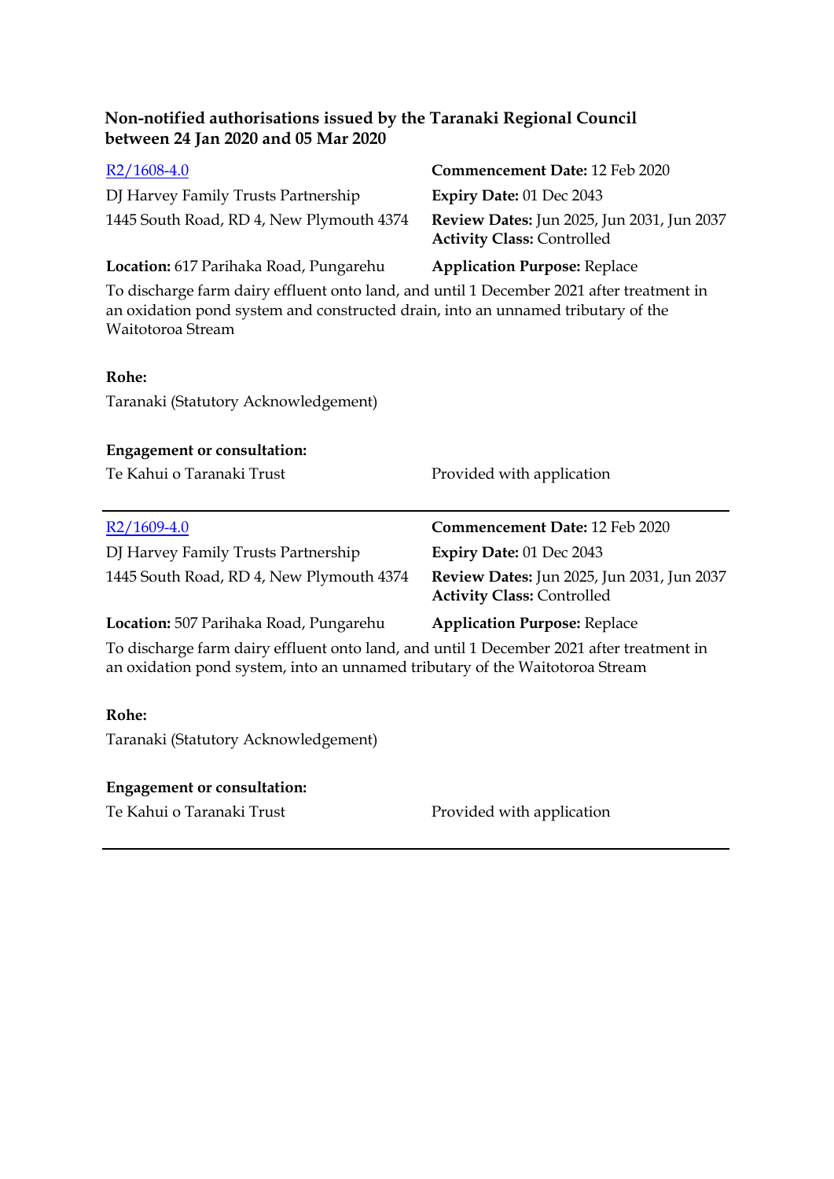## Non-notified authorisations issued by the Taranaki Regional Council between 24 Jan 2020 and 05 Mar 2020

[R2/1608-4.0](R2/1608-4.0)

DJ Harvey Family Trusts Partnership
1445 South Road, RD 4, New Plymouth 4374

**Commencement Date:** 12 Feb 2020
**Expiry Date:** 01 Dec 2043
**Review Dates:** Jun 2025, Jun 2031, Jun 2037
**Activity Class:** Controlled

**Location:** 617 Parihaka Road, Pungarehu

**Application Purpose:** Replace

To discharge farm dairy effluent onto land, and until 1 December 2021 after treatment in an oxidation pond system and constructed drain, into an unnamed tributary of the Waitotoroa Stream

**Rohe:**

Taranaki (Statutory Acknowledgement)

**Engagement or consultation:**

| | |
|---|---|
| Te Kahui o Taranaki Trust | Provided with application |

---

[R2/1609-4.0](R2/1609-4.0)

DJ Harvey Family Trusts Partnership
1445 South Road, RD 4, New Plymouth 4374

**Commencement Date:** 12 Feb 2020
**Expiry Date:** 01 Dec 2043
**Review Dates:** Jun 2025, Jun 2031, Jun 2037
**Activity Class:** Controlled

**Location:** 507 Parihaka Road, Pungarehu

**Application Purpose:** Replace

To discharge farm dairy effluent onto land, and until 1 December 2021 after treatment in an oxidation pond system, into an unnamed tributary of the Waitotoroa Stream

**Rohe:**

Taranaki (Statutory Acknowledgement)

**Engagement or consultation:**

| | |
|---|---|
| Te Kahui o Taranaki Trust | Provided with application |

---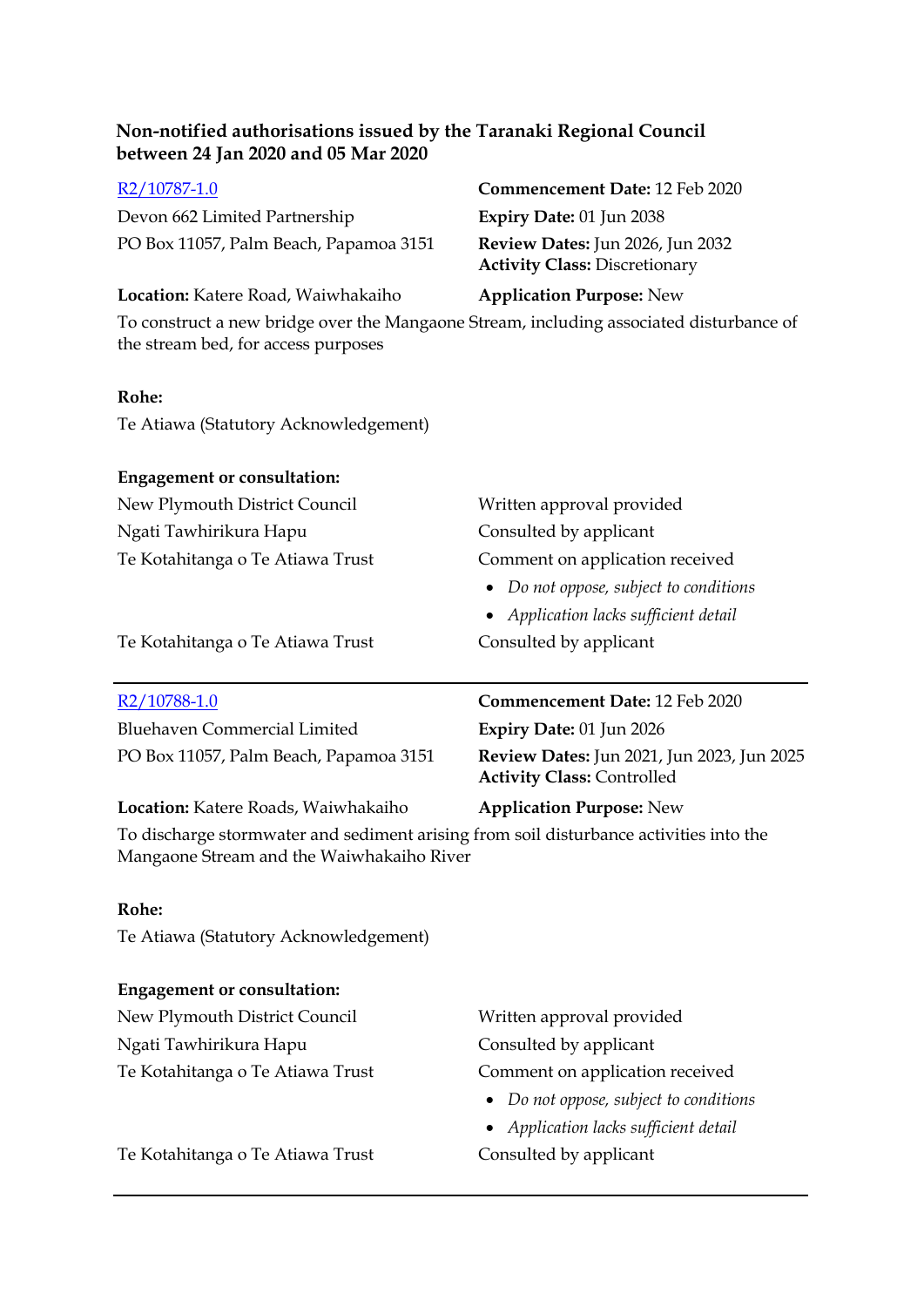**Non-notified authorisations issued by the Taranaki Regional Council between 24 Jan 2020 and 05 Mar 2020**

[R2/10787-1.0](R2/10787-1.0)

Devon 662 Limited Partnership
PO Box 11057, Palm Beach, Papamoa 3151

**Commencement Date:** 12 Feb 2020
**Expiry Date:** 01 Jun 2038
**Review Dates:** Jun 2026, Jun 2032
**Activity Class:** Discretionary

**Location:** Katere Road, Waiwhakaiho

**Application Purpose:** New

To construct a new bridge over the Mangaone Stream, including associated disturbance of the stream bed, for access purposes

**Rohe:**

Te Atiawa (Statutory Acknowledgement)

**Engagement or consultation:**

| | |
|---|---|
| New Plymouth District Council | Written approval provided |
| Ngati Tawhirikura Hapu | Consulted by applicant |
| Te Kotahitanga o Te Atiawa Trust | Comment on application received<br>• *Do not oppose, subject to conditions*<br>• *Application lacks sufficient detail* |
| Te Kotahitanga o Te Atiawa Trust | Consulted by applicant |

---

[R2/10788-1.0](R2/10788-1.0)

Bluehaven Commercial Limited
PO Box 11057, Palm Beach, Papamoa 3151

**Commencement Date:** 12 Feb 2020
**Expiry Date:** 01 Jun 2026
**Review Dates:** Jun 2021, Jun 2023, Jun 2025
**Activity Class:** Controlled

**Location:** Katere Roads, Waiwhakaiho

**Application Purpose:** New

To discharge stormwater and sediment arising from soil disturbance activities into the Mangaone Stream and the Waiwhakaiho River

**Rohe:**

Te Atiawa (Statutory Acknowledgement)

**Engagement or consultation:**

| | |
|---|---|
| New Plymouth District Council | Written approval provided |
| Ngati Tawhirikura Hapu | Consulted by applicant |
| Te Kotahitanga o Te Atiawa Trust | Comment on application received<br>• *Do not oppose, subject to conditions*<br>• *Application lacks sufficient detail* |
| Te Kotahitanga o Te Atiawa Trust | Consulted by applicant |

---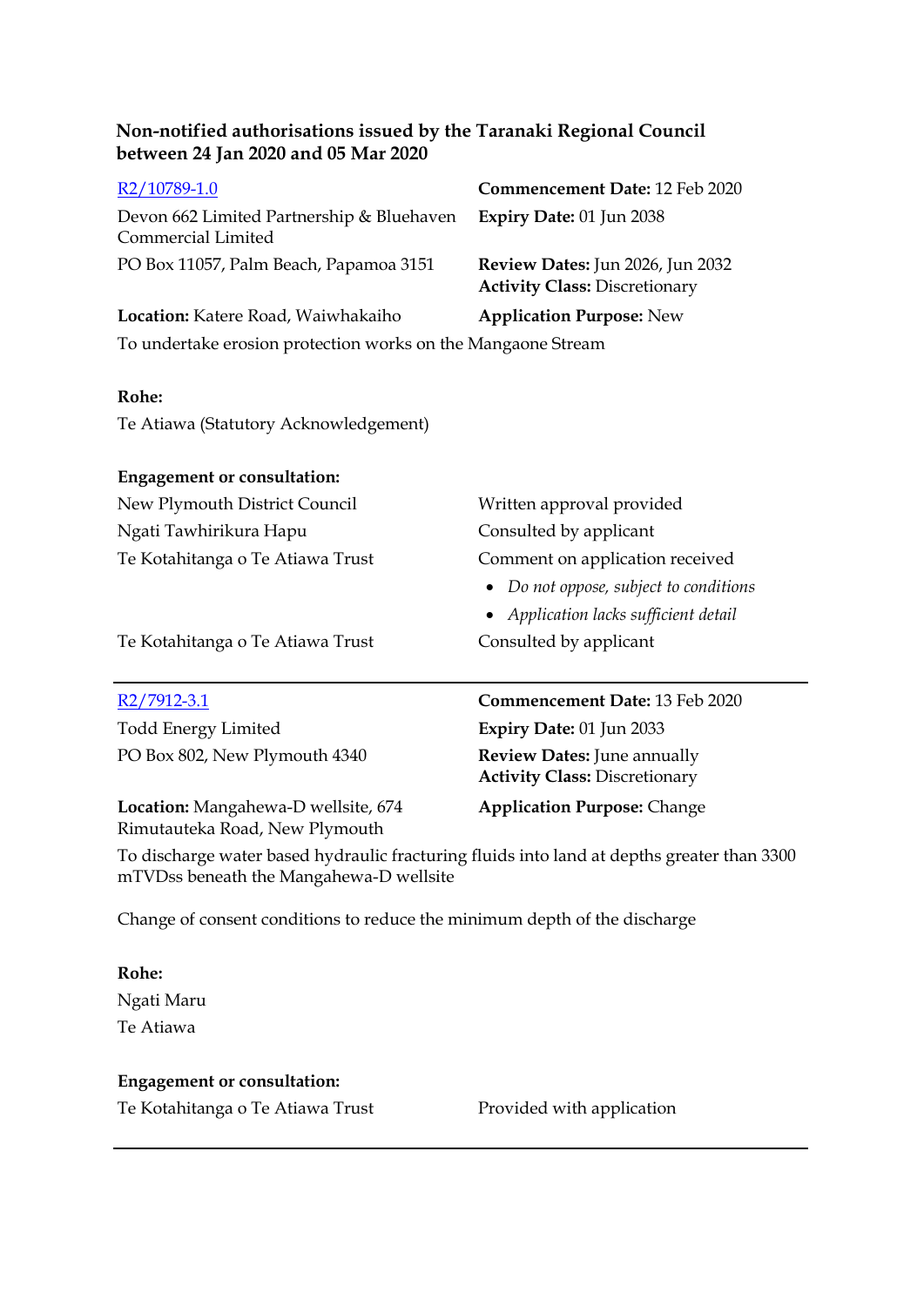**Non-notified authorisations issued by the Taranaki Regional Council between 24 Jan 2020 and 05 Mar 2020**

[R2/10789-1.0](R2/10789-1.0)

Devon 662 Limited Partnership & Bluehaven Commercial Limited

PO Box 11057, Palm Beach, Papamoa 3151

**Location:** Katere Road, Waiwhakaiho

**Commencement Date:** 12 Feb 2020
**Expiry Date:** 01 Jun 2038
**Review Dates:** Jun 2026, Jun 2032
**Activity Class:** Discretionary
**Application Purpose:** New

To undertake erosion protection works on the Mangaone Stream

**Rohe:**

Te Atiawa (Statutory Acknowledgement)

**Engagement or consultation:**

| | |
|---|---|
| New Plymouth District Council | Written approval provided |
| Ngati Tawhirikura Hapu | Consulted by applicant |
| Te Kotahitanga o Te Atiawa Trust | Comment on application received<br>• *Do not oppose, subject to conditions*<br>• *Application lacks sufficient detail* |
| Te Kotahitanga o Te Atiawa Trust | Consulted by applicant |

---

[R2/7912-3.1](R2/7912-3.1)

Todd Energy Limited

PO Box 802, New Plymouth 4340

**Location:** Mangahewa-D wellsite, 674 Rimutauteka Road, New Plymouth

**Commencement Date:** 13 Feb 2020
**Expiry Date:** 01 Jun 2033
**Review Dates:** June annually
**Activity Class:** Discretionary
**Application Purpose:** Change

To discharge water based hydraulic fracturing fluids into land at depths greater than 3300 mTVDss beneath the Mangahewa-D wellsite

Change of consent conditions to reduce the minimum depth of the discharge

**Rohe:**

Ngati Maru
Te Atiawa

**Engagement or consultation:**

| | |
|---|---|
| Te Kotahitanga o Te Atiawa Trust | Provided with application |

---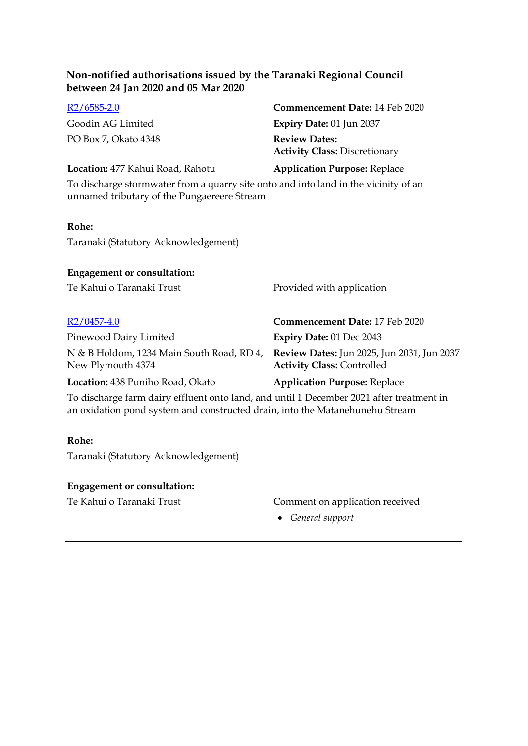**Non-notified authorisations issued by the Taranaki Regional Council between 24 Jan 2020 and 05 Mar 2020**

[R2/6585-2.0](R2/6585-2.0)

Goodin AG Limited
PO Box 7, Okato 4348

**Commencement Date:** 14 Feb 2020
**Expiry Date:** 01 Jun 2037
**Review Dates:**
**Activity Class:** Discretionary

**Location:** 477 Kahui Road, Rahotu

**Application Purpose:** Replace

To discharge stormwater from a quarry site onto and into land in the vicinity of an unnamed tributary of the Pungaereere Stream

**Rohe:**

Taranaki (Statutory Acknowledgement)

**Engagement or consultation:**

Te Kahui o Taranaki Trust — Provided with application

---

[R2/0457-4.0](R2/0457-4.0)

Pinewood Dairy Limited
N & B Holdom, 1234 Main South Road, RD 4, New Plymouth 4374

**Commencement Date:** 17 Feb 2020
**Expiry Date:** 01 Dec 2043
**Review Dates:** Jun 2025, Jun 2031, Jun 2037
**Activity Class:** Controlled

**Location:** 438 Puniho Road, Okato

**Application Purpose:** Replace

To discharge farm dairy effluent onto land, and until 1 December 2021 after treatment in an oxidation pond system and constructed drain, into the Matanehunehu Stream

**Rohe:**

Taranaki (Statutory Acknowledgement)

**Engagement or consultation:**

Te Kahui o Taranaki Trust — Comment on application received

- *General support*

---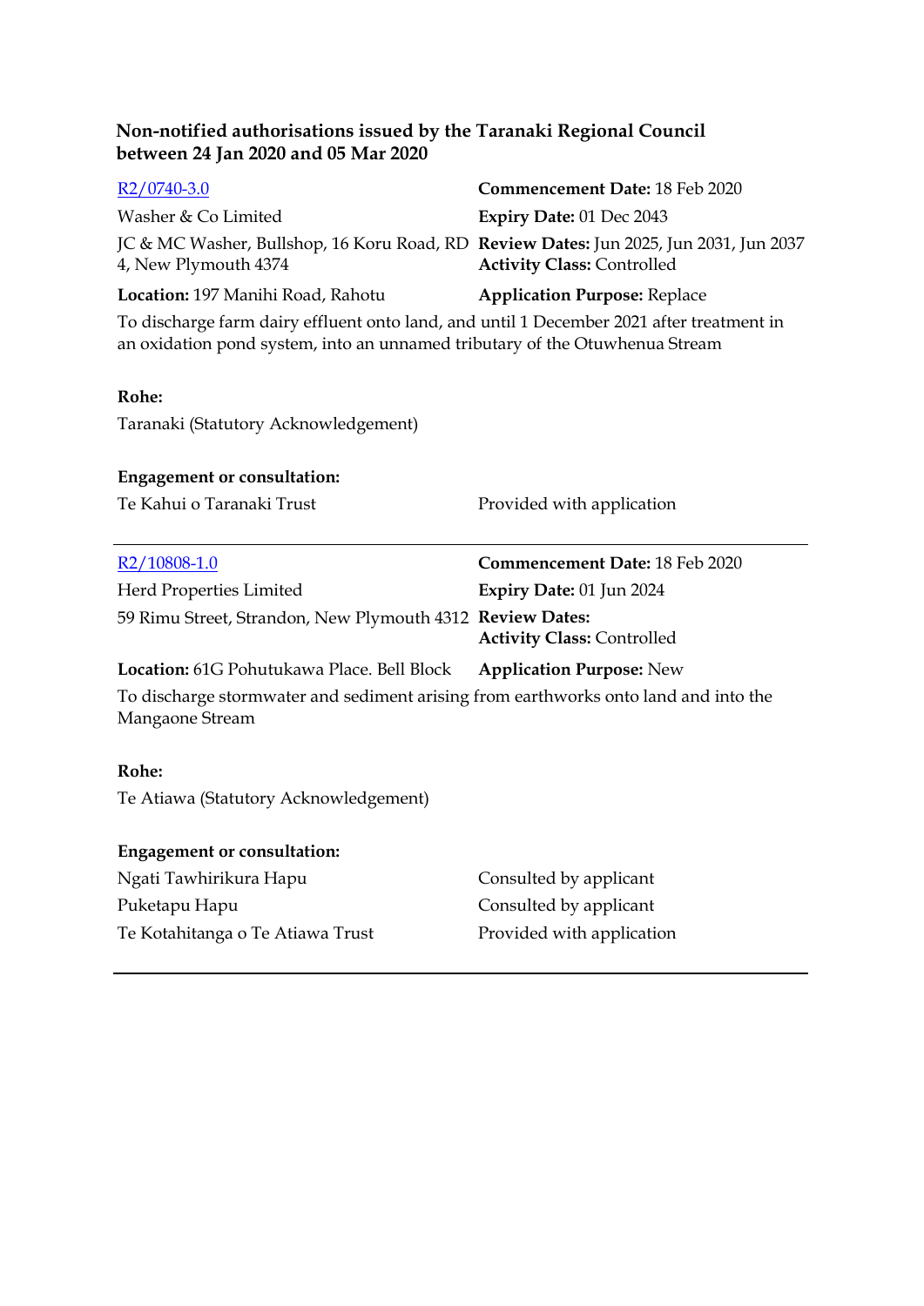**Non-notified authorisations issued by the Taranaki Regional Council between 24 Jan 2020 and 05 Mar 2020**

| | |
|---|---|
| [R2/0740-3.0] | **Commencement Date:** 18 Feb 2020 |
| Washer & Co Limited | **Expiry Date:** 01 Dec 2043 |
| JC & MC Washer, Bullshop, 16 Koru Road, RD 4, New Plymouth 4374 | **Review Dates:** Jun 2025, Jun 2031, Jun 2037<br>**Activity Class:** Controlled |
| **Location:** 197 Manihi Road, Rahotu | **Application Purpose:** Replace |

To discharge farm dairy effluent onto land, and until 1 December 2021 after treatment in an oxidation pond system, into an unnamed tributary of the Otuwhenua Stream

**Rohe:**

Taranaki (Statutory Acknowledgement)

**Engagement or consultation:**

| | |
|---|---|
| Te Kahui o Taranaki Trust | Provided with application |

---

| | |
|---|---|
| [R2/10808-1.0] | **Commencement Date:** 18 Feb 2020 |
| Herd Properties Limited | **Expiry Date:** 01 Jun 2024 |
| 59 Rimu Street, Strandon, New Plymouth 4312 | **Review Dates:**<br>**Activity Class:** Controlled |
| **Location:** 61G Pohutukawa Place. Bell Block | **Application Purpose:** New |

To discharge stormwater and sediment arising from earthworks onto land and into the Mangaone Stream

**Rohe:**

Te Atiawa (Statutory Acknowledgement)

**Engagement or consultation:**

| | |
|---|---|
| Ngati Tawhirikura Hapu | Consulted by applicant |
| Puketapu Hapu | Consulted by applicant |
| Te Kotahitanga o Te Atiawa Trust | Provided with application |

---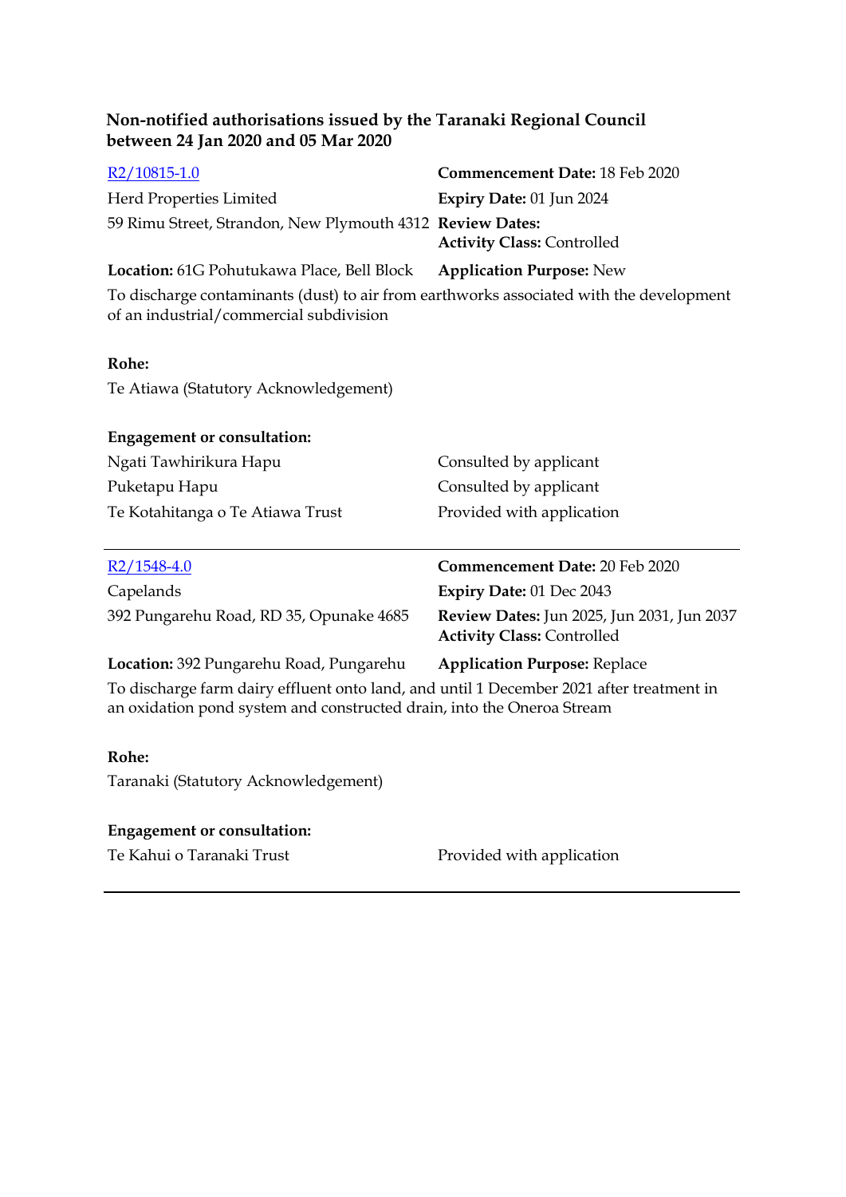**Non-notified authorisations issued by the Taranaki Regional Council between 24 Jan 2020 and 05 Mar 2020**

[R2/10815-1.0](R2/10815-1.0)
Herd Properties Limited
59 Rimu Street, Strandon, New Plymouth 4312

**Commencement Date:** 18 Feb 2020
**Expiry Date:** 01 Jun 2024
**Review Dates:**
**Activity Class:** Controlled

**Location:** 61G Pohutukawa Place, Bell Block
**Application Purpose:** New

To discharge contaminants (dust) to air from earthworks associated with the development of an industrial/commercial subdivision

**Rohe:**
Te Atiawa (Statutory Acknowledgement)

**Engagement or consultation:**

| | |
|---|---|
| Ngati Tawhirikura Hapu | Consulted by applicant |
| Puketapu Hapu | Consulted by applicant |
| Te Kotahitanga o Te Atiawa Trust | Provided with application |

---

[R2/1548-4.0](R2/1548-4.0)
Capelands
392 Pungarehu Road, RD 35, Opunake 4685

**Commencement Date:** 20 Feb 2020
**Expiry Date:** 01 Dec 2043
**Review Dates:** Jun 2025, Jun 2031, Jun 2037
**Activity Class:** Controlled

**Location:** 392 Pungarehu Road, Pungarehu
**Application Purpose:** Replace

To discharge farm dairy effluent onto land, and until 1 December 2021 after treatment in an oxidation pond system and constructed drain, into the Oneroa Stream

**Rohe:**
Taranaki (Statutory Acknowledgement)

**Engagement or consultation:**

| | |
|---|---|
| Te Kahui o Taranaki Trust | Provided with application |

---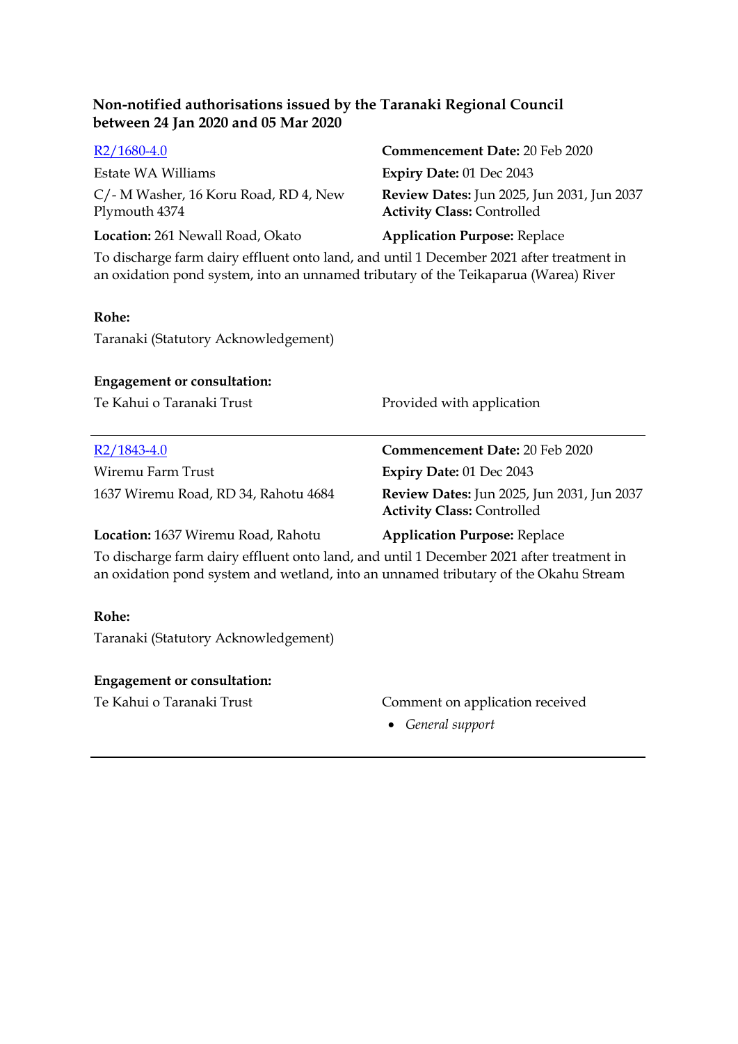**Non-notified authorisations issued by the Taranaki Regional Council between 24 Jan 2020 and 05 Mar 2020**

[R2/1680-4.0]
Estate WA Williams
C/- M Washer, 16 Koru Road, RD 4, New Plymouth 4374

**Commencement Date:** 20 Feb 2020
**Expiry Date:** 01 Dec 2043
**Review Dates:** Jun 2025, Jun 2031, Jun 2037
**Activity Class:** Controlled

**Location:** 261 Newall Road, Okato
**Application Purpose:** Replace

To discharge farm dairy effluent onto land, and until 1 December 2021 after treatment in an oxidation pond system, into an unnamed tributary of the Teikaparua (Warea) River

**Rohe:**

Taranaki (Statutory Acknowledgement)

**Engagement or consultation:**

Te Kahui o Taranaki Trust — Provided with application

---

[R2/1843-4.0]
Wiremu Farm Trust
1637 Wiremu Road, RD 34, Rahotu 4684

**Commencement Date:** 20 Feb 2020
**Expiry Date:** 01 Dec 2043
**Review Dates:** Jun 2025, Jun 2031, Jun 2037
**Activity Class:** Controlled

**Location:** 1637 Wiremu Road, Rahotu
**Application Purpose:** Replace

To discharge farm dairy effluent onto land, and until 1 December 2021 after treatment in an oxidation pond system and wetland, into an unnamed tributary of the Okahu Stream

**Rohe:**

Taranaki (Statutory Acknowledgement)

**Engagement or consultation:**

Te Kahui o Taranaki Trust — Comment on application received

- *General support*

---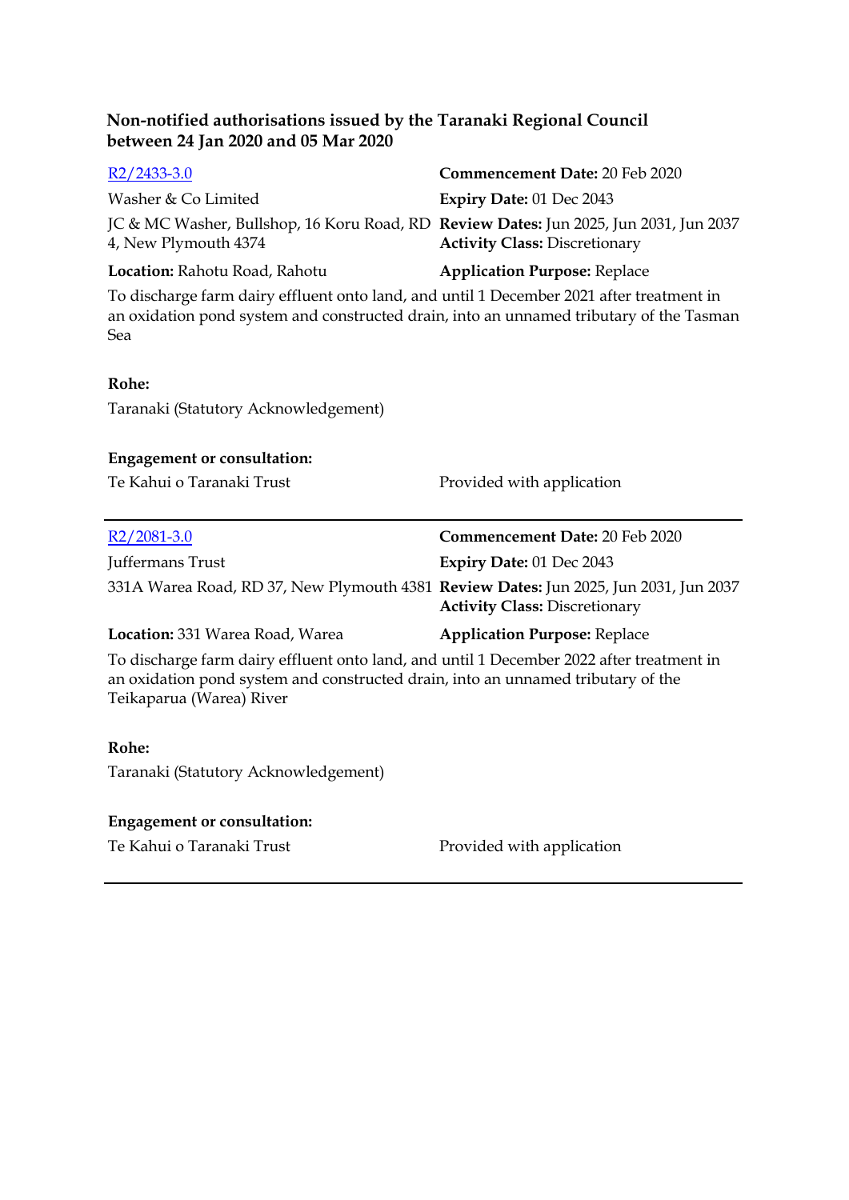**Non-notified authorisations issued by the Taranaki Regional Council between 24 Jan 2020 and 05 Mar 2020**

[R2/2433-3.0]

Washer & Co Limited

JC & MC Washer, Bullshop, 16 Koru Road, RD 4, New Plymouth 4374

**Location:** Rahotu Road, Rahotu

**Commencement Date:** 20 Feb 2020

**Expiry Date:** 01 Dec 2043

**Review Dates:** Jun 2025, Jun 2031, Jun 2037

**Activity Class:** Discretionary

**Application Purpose:** Replace

To discharge farm dairy effluent onto land, and until 1 December 2021 after treatment in an oxidation pond system and constructed drain, into an unnamed tributary of the Tasman Sea

**Rohe:**

Taranaki (Statutory Acknowledgement)

**Engagement or consultation:**

Te Kahui o Taranaki Trust — Provided with application

---

[R2/2081-3.0]

Juffermans Trust

331A Warea Road, RD 37, New Plymouth 4381

**Location:** 331 Warea Road, Warea

**Commencement Date:** 20 Feb 2020

**Expiry Date:** 01 Dec 2043

**Review Dates:** Jun 2025, Jun 2031, Jun 2037

**Activity Class:** Discretionary

**Application Purpose:** Replace

To discharge farm dairy effluent onto land, and until 1 December 2022 after treatment in an oxidation pond system and constructed drain, into an unnamed tributary of the Teikaparua (Warea) River

**Rohe:**

Taranaki (Statutory Acknowledgement)

**Engagement or consultation:**

Te Kahui o Taranaki Trust — Provided with application

---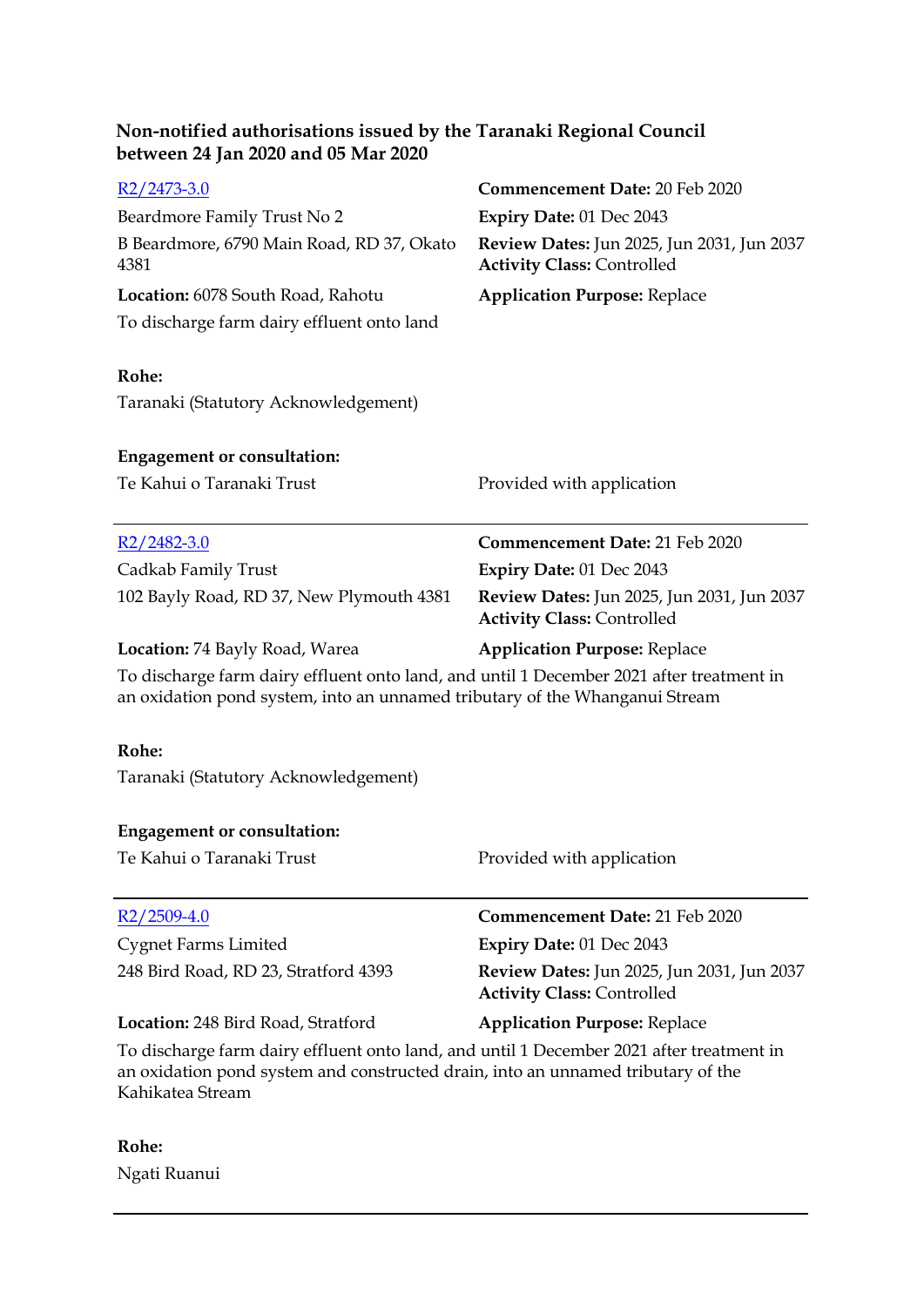**Non-notified authorisations issued by the Taranaki Regional Council between 24 Jan 2020 and 05 Mar 2020**

[R2/2473-3.0](R2/2473-3.0)

Beardmore Family Trust No 2

B Beardmore, 6790 Main Road, RD 37, Okato 4381

**Location:** 6078 South Road, Rahotu

To discharge farm dairy effluent onto land

**Commencement Date:** 20 Feb 2020

**Expiry Date:** 01 Dec 2043

**Review Dates:** Jun 2025, Jun 2031, Jun 2037

**Activity Class:** Controlled

**Application Purpose:** Replace

**Rohe:**

Taranaki (Statutory Acknowledgement)

**Engagement or consultation:**

Te Kahui o Taranaki Trust — Provided with application

---

[R2/2482-3.0](R2/2482-3.0)

Cadkab Family Trust

102 Bayly Road, RD 37, New Plymouth 4381

**Location:** 74 Bayly Road, Warea

**Commencement Date:** 21 Feb 2020

**Expiry Date:** 01 Dec 2043

**Review Dates:** Jun 2025, Jun 2031, Jun 2037

**Activity Class:** Controlled

**Application Purpose:** Replace

To discharge farm dairy effluent onto land, and until 1 December 2021 after treatment in an oxidation pond system, into an unnamed tributary of the Whanganui Stream

**Rohe:**

Taranaki (Statutory Acknowledgement)

**Engagement or consultation:**

Te Kahui o Taranaki Trust — Provided with application

---

[R2/2509-4.0](R2/2509-4.0)

Cygnet Farms Limited

248 Bird Road, RD 23, Stratford 4393

**Location:** 248 Bird Road, Stratford

**Commencement Date:** 21 Feb 2020

**Expiry Date:** 01 Dec 2043

**Review Dates:** Jun 2025, Jun 2031, Jun 2037

**Activity Class:** Controlled

**Application Purpose:** Replace

To discharge farm dairy effluent onto land, and until 1 December 2021 after treatment in an oxidation pond system and constructed drain, into an unnamed tributary of the Kahikatea Stream

**Rohe:**

Ngati Ruanui

---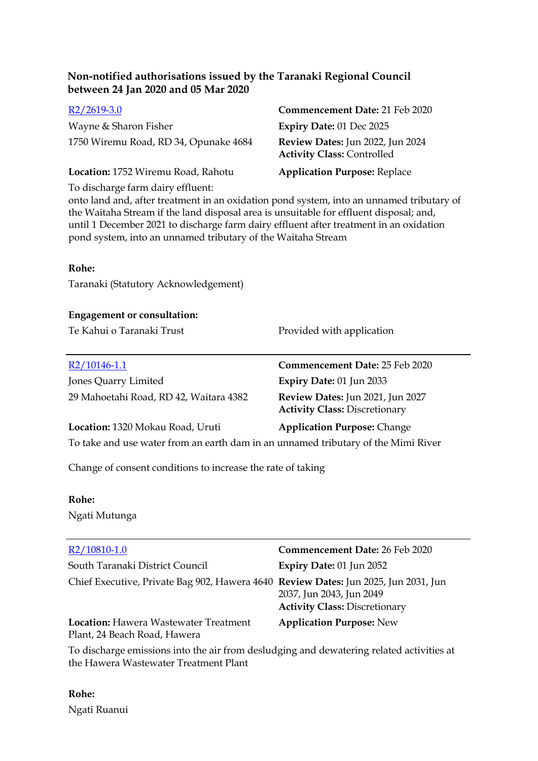**Non-notified authorisations issued by the Taranaki Regional Council between 24 Jan 2020 and 05 Mar 2020**

[R2/2619-3.0]

Wayne & Sharon Fisher

1750 Wiremu Road, RD 34, Opunake 4684

**Commencement Date:** 21 Feb 2020

**Expiry Date:** 01 Dec 2025

**Review Dates:** Jun 2022, Jun 2024

**Activity Class:** Controlled

**Location:** 1752 Wiremu Road, Rahotu

**Application Purpose:** Replace

To discharge farm dairy effluent:
onto land and, after treatment in an oxidation pond system, into an unnamed tributary of the Waitaha Stream if the land disposal area is unsuitable for effluent disposal; and, until 1 December 2021 to discharge farm dairy effluent after treatment in an oxidation pond system, into an unnamed tributary of the Waitaha Stream

**Rohe:**

Taranaki (Statutory Acknowledgement)

**Engagement or consultation:**

Te Kahui o Taranaki Trust — Provided with application

---

[R2/10146-1.1]

Jones Quarry Limited

29 Mahoetahi Road, RD 42, Waitara 4382

**Commencement Date:** 25 Feb 2020

**Expiry Date:** 01 Jun 2033

**Review Dates:** Jun 2021, Jun 2027

**Activity Class:** Discretionary

**Location:** 1320 Mokau Road, Uruti

**Application Purpose:** Change

To take and use water from an earth dam in an unnamed tributary of the Mimi River

Change of consent conditions to increase the rate of taking

**Rohe:**

Ngati Mutunga

---

[R2/10810-1.0]

South Taranaki District Council

Chief Executive, Private Bag 902, Hawera 4640

**Commencement Date:** 26 Feb 2020

**Expiry Date:** 01 Jun 2052

**Review Dates:** Jun 2025, Jun 2031, Jun 2037, Jun 2043, Jun 2049

**Activity Class:** Discretionary

**Location:** Hawera Wastewater Treatment Plant, 24 Beach Road, Hawera

**Application Purpose:** New

To discharge emissions into the air from desludging and dewatering related activities at the Hawera Wastewater Treatment Plant

**Rohe:**

Ngati Ruanui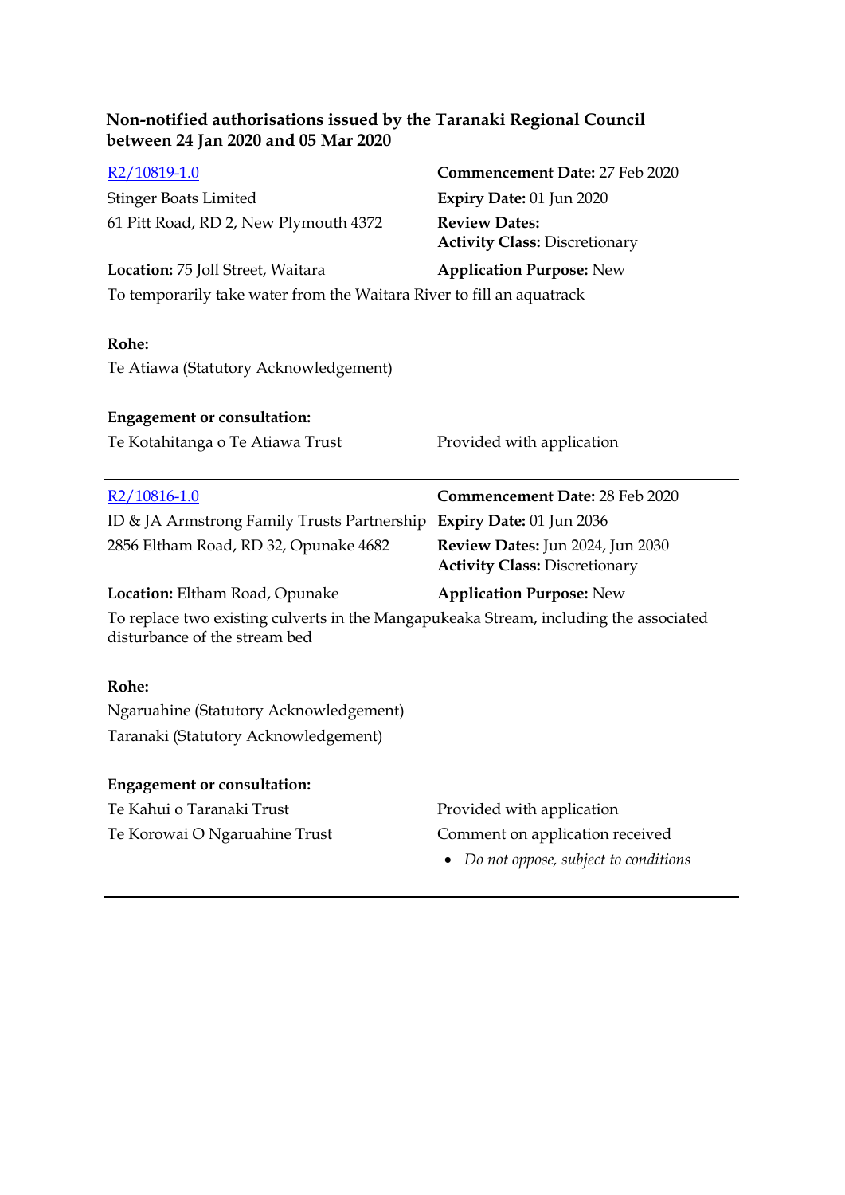**Non-notified authorisations issued by the Taranaki Regional Council between 24 Jan 2020 and 05 Mar 2020**

[R2/10819-1.0]

Stinger Boats Limited
61 Pitt Road, RD 2, New Plymouth 4372

**Commencement Date:** 27 Feb 2020
**Expiry Date:** 01 Jun 2020
**Review Dates:**
**Activity Class:** Discretionary

**Location:** 75 Joll Street, Waitara
**Application Purpose:** New

To temporarily take water from the Waitara River to fill an aquatrack

**Rohe:**

Te Atiawa (Statutory Acknowledgement)

**Engagement or consultation:**

Te Kotahitanga o Te Atiawa Trust — Provided with application

---

[R2/10816-1.0]

ID & JA Armstrong Family Trusts Partnership
2856 Eltham Road, RD 32, Opunake 4682

**Commencement Date:** 28 Feb 2020
**Expiry Date:** 01 Jun 2036
**Review Dates:** Jun 2024, Jun 2030
**Activity Class:** Discretionary

**Location:** Eltham Road, Opunake
**Application Purpose:** New

To replace two existing culverts in the Mangapukeaka Stream, including the associated disturbance of the stream bed

**Rohe:**

Ngaruahine (Statutory Acknowledgement)
Taranaki (Statutory Acknowledgement)

**Engagement or consultation:**

Te Kahui o Taranaki Trust — Provided with application

Te Korowai O Ngaruahine Trust — Comment on application received

- *Do not oppose, subject to conditions*

---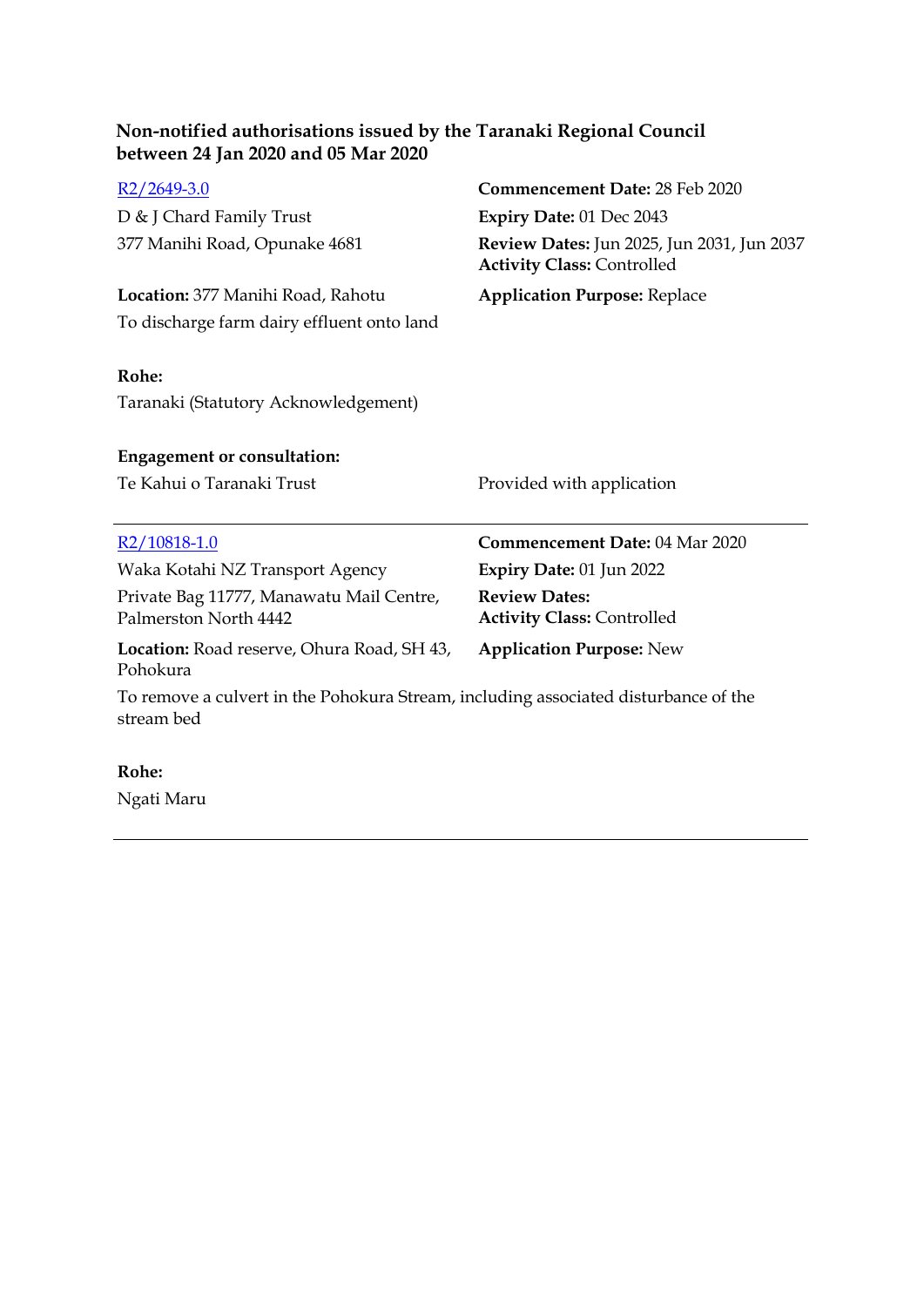**Non-notified authorisations issued by the Taranaki Regional Council between 24 Jan 2020 and 05 Mar 2020**

R2/2649-3.0

D & J Chard Family Trust

377 Manihi Road, Opunake 4681

**Commencement Date:** 28 Feb 2020

**Expiry Date:** 01 Dec 2043

**Review Dates:** Jun 2025, Jun 2031, Jun 2037

**Activity Class:** Controlled

**Location:** 377 Manihi Road, Rahotu

**Application Purpose:** Replace

To discharge farm dairy effluent onto land

**Rohe:**

Taranaki (Statutory Acknowledgement)

**Engagement or consultation:**

| | |
|---|---|
| Te Kahui o Taranaki Trust | Provided with application |

---

R2/10818-1.0

Waka Kotahi NZ Transport Agency

Private Bag 11777, Manawatu Mail Centre, Palmerston North 4442

**Commencement Date:** 04 Mar 2020

**Expiry Date:** 01 Jun 2022

**Review Dates:**

**Activity Class:** Controlled

**Location:** Road reserve, Ohura Road, SH 43, Pohokura

**Application Purpose:** New

To remove a culvert in the Pohokura Stream, including associated disturbance of the stream bed

**Rohe:**

Ngati Maru

---